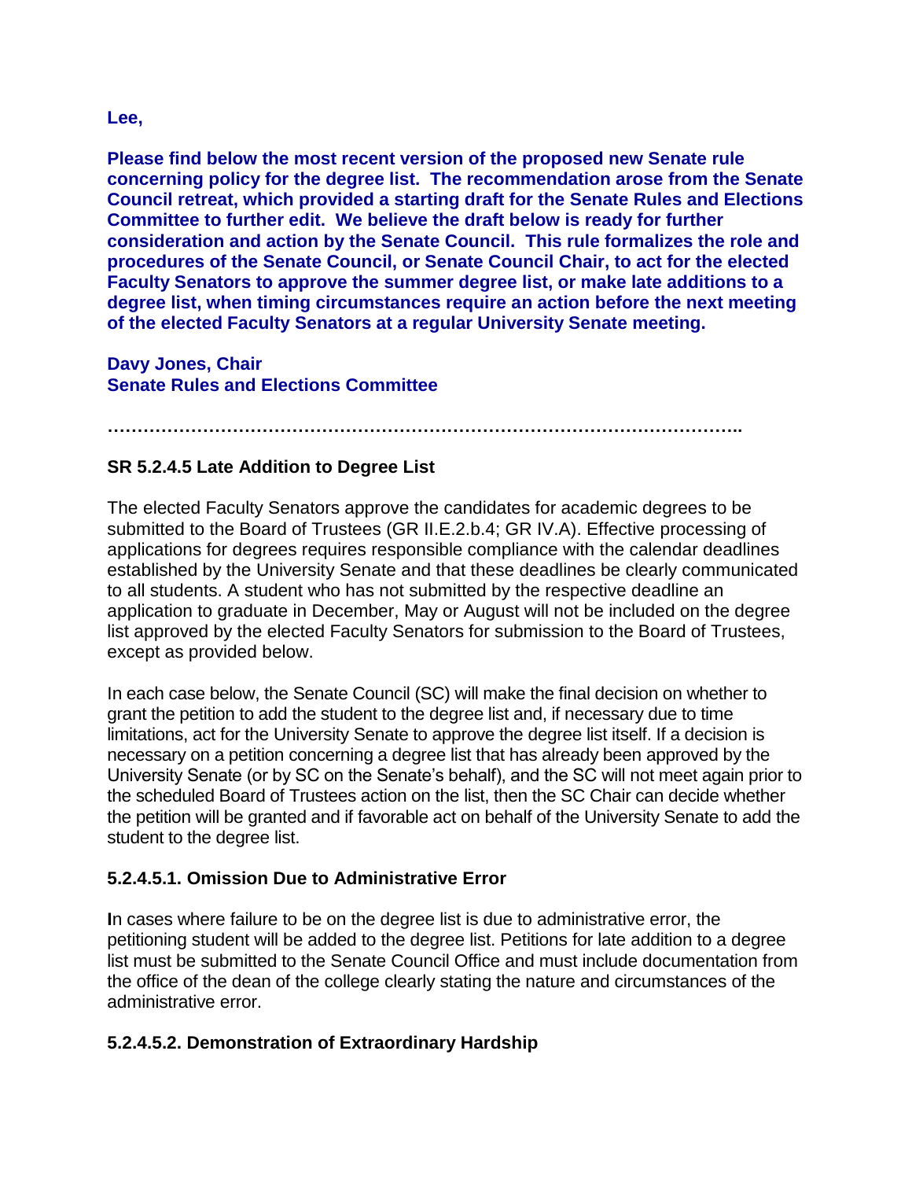**Lee,**

**Please find below the most recent version of the proposed new Senate rule concerning policy for the degree list. The recommendation arose from the Senate Council retreat, which provided a starting draft for the Senate Rules and Elections Committee to further edit. We believe the draft below is ready for further consideration and action by the Senate Council. This rule formalizes the role and procedures of the Senate Council, or Senate Council Chair, to act for the elected Faculty Senators to approve the summer degree list, or make late additions to a degree list, when timing circumstances require an action before the next meeting of the elected Faculty Senators at a regular University Senate meeting.**

**Davy Jones, Chair**
**Senate Rules and Elections Committee**

**……………………………………………………………………………………………..**

### SR 5.2.4.5 Late Addition to Degree List

The elected Faculty Senators approve the candidates for academic degrees to be submitted to the Board of Trustees (GR II.E.2.b.4; GR IV.A). Effective processing of applications for degrees requires responsible compliance with the calendar deadlines established by the University Senate and that these deadlines be clearly communicated to all students. A student who has not submitted by the respective deadline an application to graduate in December, May or August will not be included on the degree list approved by the elected Faculty Senators for submission to the Board of Trustees, except as provided below.

In each case below, the Senate Council (SC) will make the final decision on whether to grant the petition to add the student to the degree list and, if necessary due to time limitations, act for the University Senate to approve the degree list itself. If a decision is necessary on a petition concerning a degree list that has already been approved by the University Senate (or by SC on the Senate's behalf), and the SC will not meet again prior to the scheduled Board of Trustees action on the list, then the SC Chair can decide whether the petition will be granted and if favorable act on behalf of the University Senate to add the student to the degree list.

#### 5.2.4.5.1. Omission Due to Administrative Error

In cases where failure to be on the degree list is due to administrative error, the petitioning student will be added to the degree list. Petitions for late addition to a degree list must be submitted to the Senate Council Office and must include documentation from the office of the dean of the college clearly stating the nature and circumstances of the administrative error.

#### 5.2.4.5.2. Demonstration of Extraordinary Hardship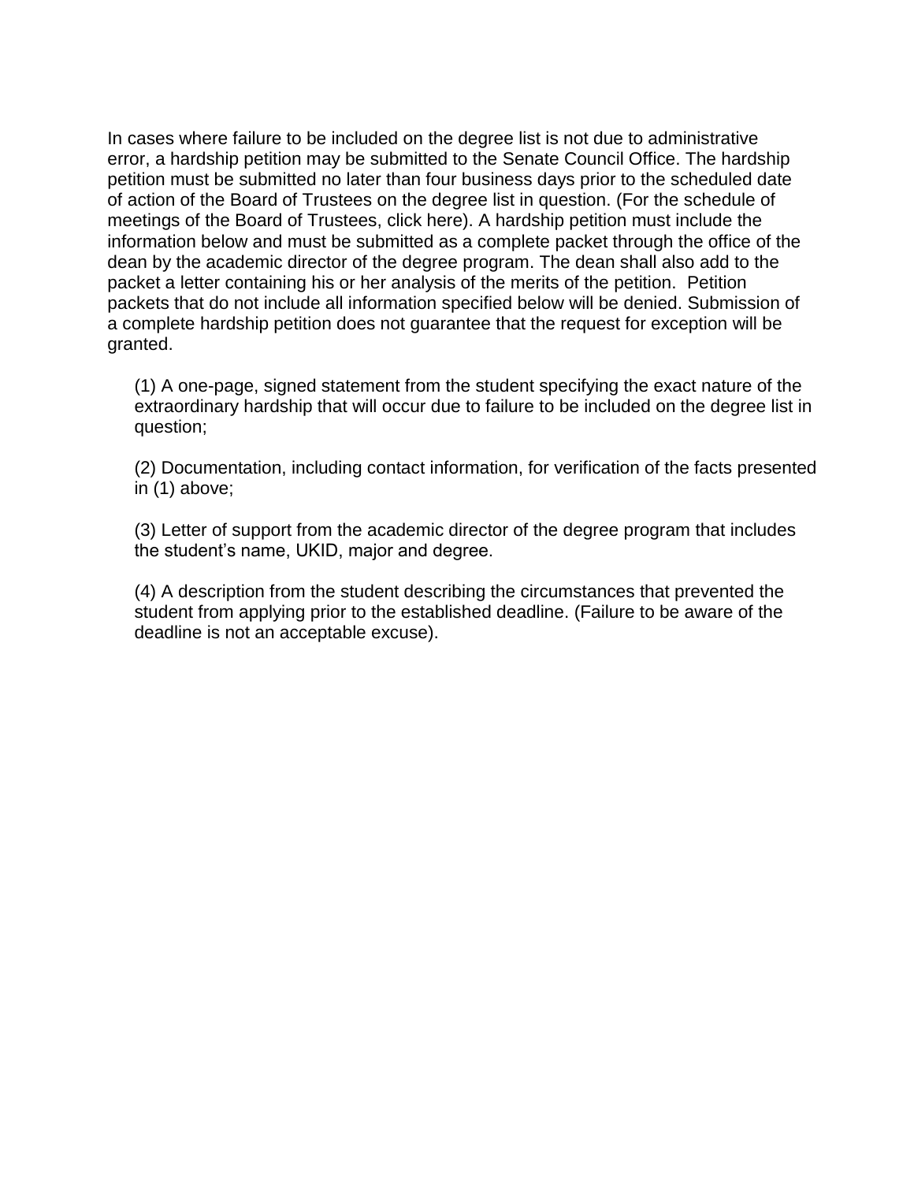In cases where failure to be included on the degree list is not due to administrative error, a hardship petition may be submitted to the Senate Council Office. The hardship petition must be submitted no later than four business days prior to the scheduled date of action of the Board of Trustees on the degree list in question. (For the schedule of meetings of the Board of Trustees, click here). A hardship petition must include the information below and must be submitted as a complete packet through the office of the dean by the academic director of the degree program. The dean shall also add to the packet a letter containing his or her analysis of the merits of the petition. Petition packets that do not include all information specified below will be denied. Submission of a complete hardship petition does not guarantee that the request for exception will be granted.

(1) A one-page, signed statement from the student specifying the exact nature of the extraordinary hardship that will occur due to failure to be included on the degree list in question;

(2) Documentation, including contact information, for verification of the facts presented in (1) above;

(3) Letter of support from the academic director of the degree program that includes the student's name, UKID, major and degree.

(4) A description from the student describing the circumstances that prevented the student from applying prior to the established deadline. (Failure to be aware of the deadline is not an acceptable excuse).